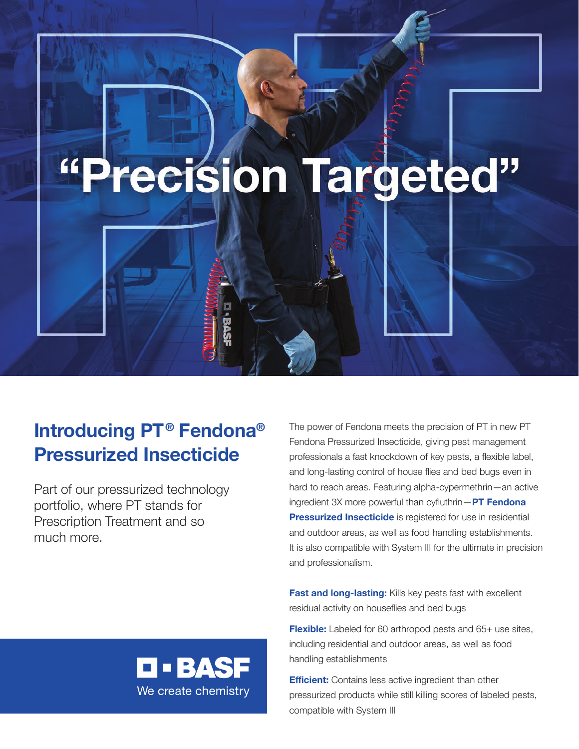# "Precision Targeted"

## Introducing PT® Fendona® Pressurized Insecticide

Part of our pressurized technology portfolio, where PT stands for Prescription Treatment and so much more.

The power of Fendona meets the precision of PT in new PT Fendona Pressurized Insecticide, giving pest management professionals a fast knockdown of key pests, a flexible label, and long-lasting control of house flies and bed bugs even in hard to reach areas. Featuring alpha-cypermethrin—an active ingredient 3X more powerful than cyfluthrin—**PT Fendona Pressurized Insecticide** is registered for use in residential and outdoor areas, as well as food handling establishments. It is also compatible with System III for the ultimate in precision and professionalism.

**Fast and long-lasting:** Kills key pests fast with excellent residual activity on houseflies and bed bugs

**Flexible:** Labeled for 60 arthropod pests and 65+ use sites, including residential and outdoor areas, as well as food handling establishments

**Efficient:** Contains less active ingredient than other pressurized products while still killing scores of labeled pests, compatible with System III

BASF

We create chemistry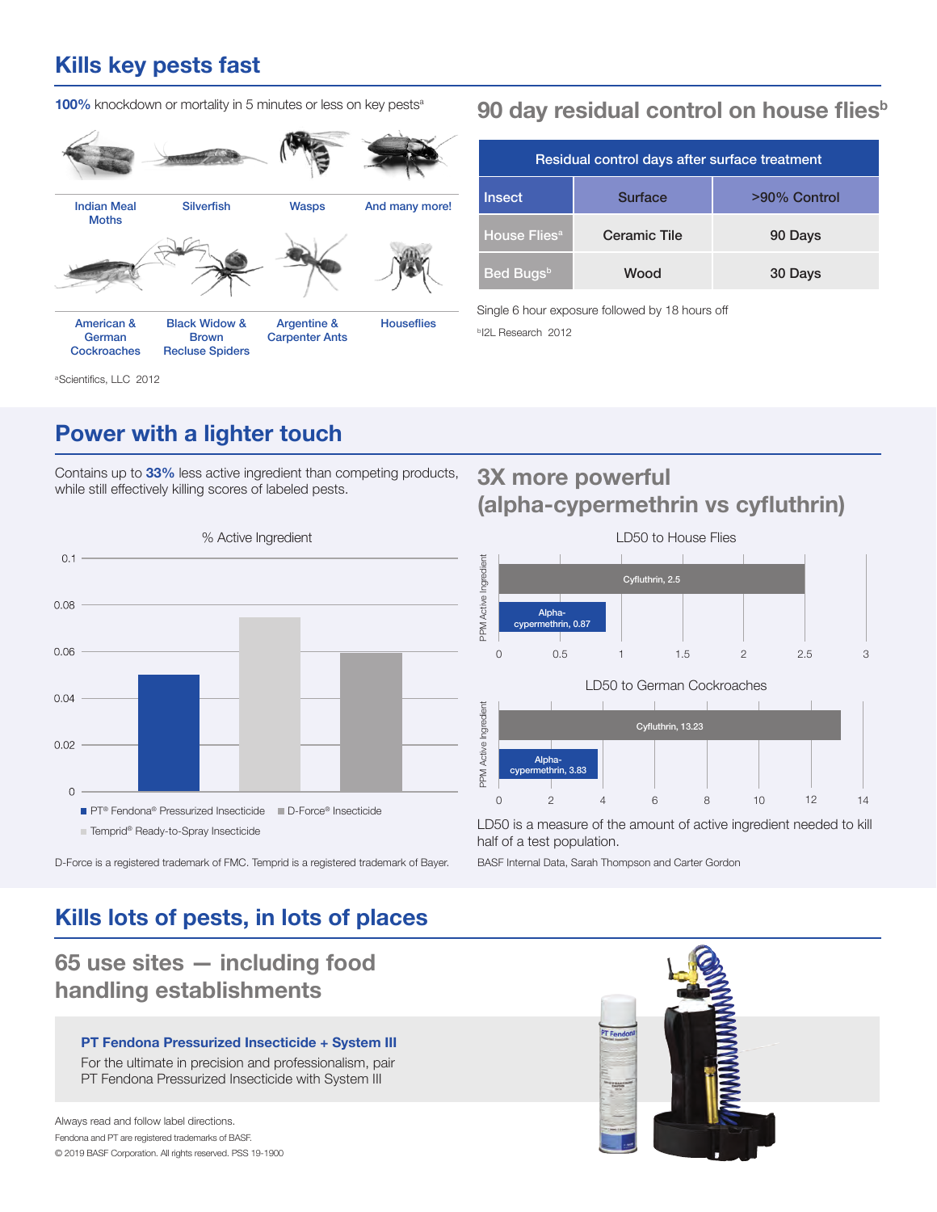## Kills key pests fast

**100%** knockdown or mortality in 5 minutes or less on key pests[a]

Indian Meal Moths
Silverfish
Wasps
And many more!
American & German Cockroaches
Black Widow & Brown Recluse Spiders
Argentine & Carpenter Ants
Houseflies

[a]Scientifics, LLC 2012

## 90 day residual control on house flies[b]

| Residual control days after surface treatment | | |
|---|---|---|
| Insect | Surface | >90% Control |
| House Flies[a] | Ceramic Tile | 90 Days |
| Bed Bugs[b] | Wood | 30 Days |

Single 6 hour exposure followed by 18 hours off

[b]I2L Research 2012

## Power with a lighter touch

Contains up to **33%** less active ingredient than competing products, while still effectively killing scores of labeled pests.

% Active Ingredient

0.1
0.08
0.06
0.04
0.02
0

PT® Fendona® Pressurized Insecticide
D-Force® Insecticide
Temprid® Ready-to-Spray Insecticide

D-Force is a registered trademark of FMC. Temprid is a registered trademark of Bayer.

## 3X more powerful (alpha-cypermethrin vs cyfluthrin)

LD50 to House Flies

PPM Active Ingredient

Cyfluthrin, 2.5
Alpha-cypermethrin, 0.87

0 0.5 1 1.5 2 2.5 3

LD50 to German Cockroaches

PPM Active Ingredient

Cyfluthrin, 13.23
Alpha-cypermethrin, 3.83

0 2 4 6 8 10 12 14

LD50 is a measure of the amount of active ingredient needed to kill half of a test population.

BASF Internal Data, Sarah Thompson and Carter Gordon

## Kills lots of pests, in lots of places

### 65 use sites — including food handling establishments

**PT Fendona Pressurized Insecticide + System III**

For the ultimate in precision and professionalism, pair PT Fendona Pressurized Insecticide with System III

Always read and follow label directions.

Fendona and PT are registered trademarks of BASF.

© 2019 BASF Corporation. All rights reserved. PSS 19-1900